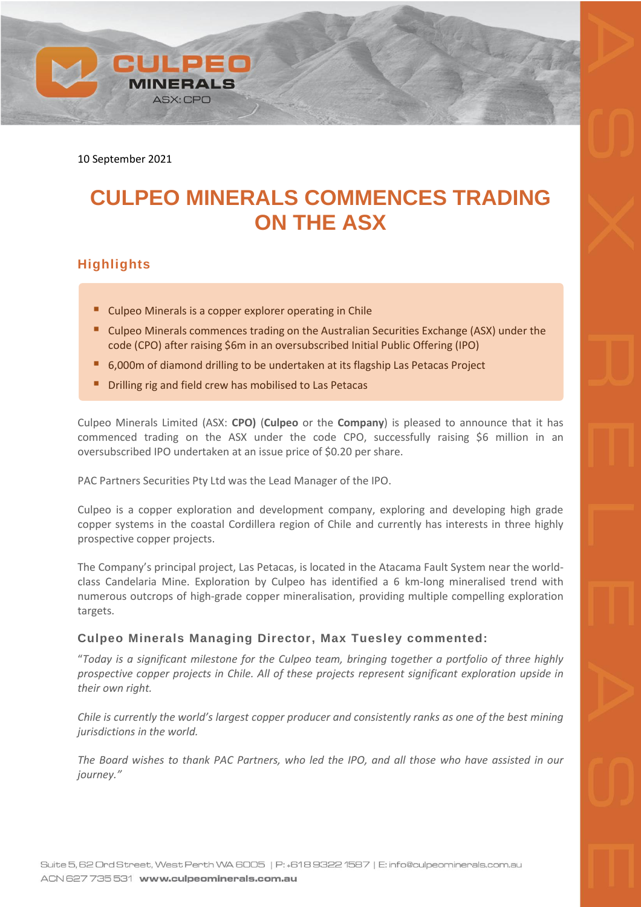10 September 2021

# CULPEO MINERALS COMMENCES TRADING ON THE ASX

## Highlights

- Culpeo Minerals is a copper explorer operating in Chile
- Culpeo Minerals commences trading on the Australian Securities Exchange (ASX) under the code (CPO) after raising $6m in an oversubscribed Initial Public Offering (IPO)
- 6,000m of diamond drilling to be undertaken at its flagship Las Petacas Project
- Drilling rig and field crew has mobilised to Las Petacas

Culpeo Minerals Limited (ASX: **CPO)** (**Culpeo** or the **Company**) is pleased to announce that it has commenced trading on the ASX under the code CPO, successfully raising $6 million in an oversubscribed IPO undertaken at an issue price of $0.20 per share.

PAC Partners Securities Pty Ltd was the Lead Manager of the IPO.

Culpeo is a copper exploration and development company, exploring and developing high grade copper systems in the coastal Cordillera region of Chile and currently has interests in three highly prospective copper projects.

The Company's principal project, Las Petacas, is located in the Atacama Fault System near the world-class Candelaria Mine. Exploration by Culpeo has identified a 6 km-long mineralised trend with numerous outcrops of high-grade copper mineralisation, providing multiple compelling exploration targets.

### Culpeo Minerals Managing Director, Max Tuesley commented:

"*Today is a significant milestone for the Culpeo team, bringing together a portfolio of three highly prospective copper projects in Chile. All of these projects represent significant exploration upside in their own right.*

*Chile is currently the world's largest copper producer and consistently ranks as one of the best mining jurisdictions in the world.*

*The Board wishes to thank PAC Partners, who led the IPO, and all those who have assisted in our journey.*"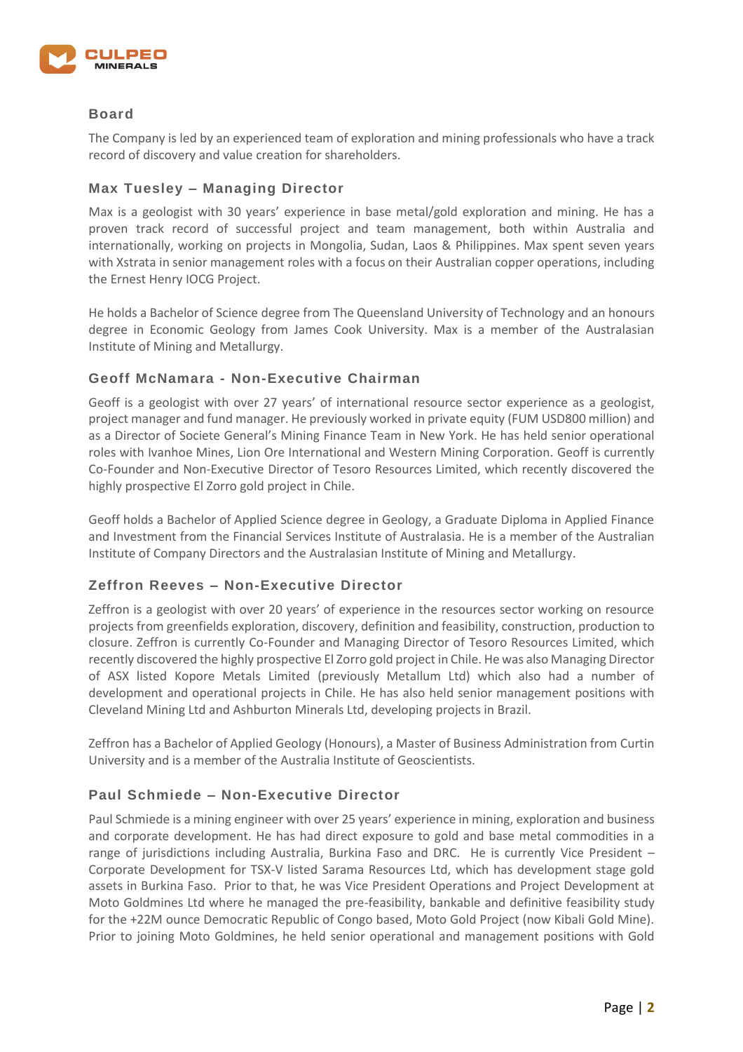## Board

The Company is led by an experienced team of exploration and mining professionals who have a track record of discovery and value creation for shareholders.

### Max Tuesley – Managing Director

Max is a geologist with 30 years' experience in base metal/gold exploration and mining. He has a proven track record of successful project and team management, both within Australia and internationally, working on projects in Mongolia, Sudan, Laos & Philippines. Max spent seven years with Xstrata in senior management roles with a focus on their Australian copper operations, including the Ernest Henry IOCG Project.

He holds a Bachelor of Science degree from The Queensland University of Technology and an honours degree in Economic Geology from James Cook University. Max is a member of the Australasian Institute of Mining and Metallurgy.

### Geoff McNamara - Non-Executive Chairman

Geoff is a geologist with over 27 years' of international resource sector experience as a geologist, project manager and fund manager. He previously worked in private equity (FUM USD800 million) and as a Director of Societe General's Mining Finance Team in New York. He has held senior operational roles with Ivanhoe Mines, Lion Ore International and Western Mining Corporation. Geoff is currently Co-Founder and Non-Executive Director of Tesoro Resources Limited, which recently discovered the highly prospective El Zorro gold project in Chile.

Geoff holds a Bachelor of Applied Science degree in Geology, a Graduate Diploma in Applied Finance and Investment from the Financial Services Institute of Australasia. He is a member of the Australian Institute of Company Directors and the Australasian Institute of Mining and Metallurgy.

### Zeffron Reeves – Non-Executive Director

Zeffron is a geologist with over 20 years' of experience in the resources sector working on resource projects from greenfields exploration, discovery, definition and feasibility, construction, production to closure. Zeffron is currently Co-Founder and Managing Director of Tesoro Resources Limited, which recently discovered the highly prospective El Zorro gold project in Chile. He was also Managing Director of ASX listed Kopore Metals Limited (previously Metallum Ltd) which also had a number of development and operational projects in Chile. He has also held senior management positions with Cleveland Mining Ltd and Ashburton Minerals Ltd, developing projects in Brazil.

Zeffron has a Bachelor of Applied Geology (Honours), a Master of Business Administration from Curtin University and is a member of the Australia Institute of Geoscientists.

### Paul Schmiede – Non-Executive Director

Paul Schmiede is a mining engineer with over 25 years' experience in mining, exploration and business and corporate development. He has had direct exposure to gold and base metal commodities in a range of jurisdictions including Australia, Burkina Faso and DRC. He is currently Vice President – Corporate Development for TSX-V listed Sarama Resources Ltd, which has development stage gold assets in Burkina Faso. Prior to that, he was Vice President Operations and Project Development at Moto Goldmines Ltd where he managed the pre-feasibility, bankable and definitive feasibility study for the +22M ounce Democratic Republic of Congo based, Moto Gold Project (now Kibali Gold Mine). Prior to joining Moto Goldmines, he held senior operational and management positions with Gold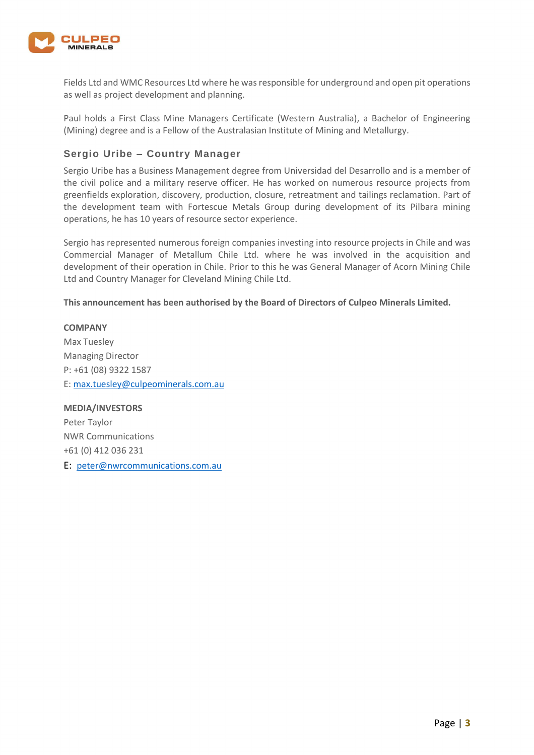Fields Ltd and WMC Resources Ltd where he was responsible for underground and open pit operations as well as project development and planning.

Paul holds a First Class Mine Managers Certificate (Western Australia), a Bachelor of Engineering (Mining) degree and is a Fellow of the Australasian Institute of Mining and Metallurgy.

### Sergio Uribe – Country Manager

Sergio Uribe has a Business Management degree from Universidad del Desarrollo and is a member of the civil police and a military reserve officer. He has worked on numerous resource projects from greenfields exploration, discovery, production, closure, retreatment and tailings reclamation. Part of the development team with Fortescue Metals Group during development of its Pilbara mining operations, he has 10 years of resource sector experience.

Sergio has represented numerous foreign companies investing into resource projects in Chile and was Commercial Manager of Metallum Chile Ltd. where he was involved in the acquisition and development of their operation in Chile. Prior to this he was General Manager of Acorn Mining Chile Ltd and Country Manager for Cleveland Mining Chile Ltd.

**This announcement has been authorised by the Board of Directors of Culpeo Minerals Limited.**

**COMPANY**
Max Tuesley
Managing Director
P: +61 (08) 9322 1587
E: max.tuesley@culpeominerals.com.au

**MEDIA/INVESTORS**
Peter Taylor
NWR Communications
+61 (0) 412 036 231
E: peter@nwrcommunications.com.au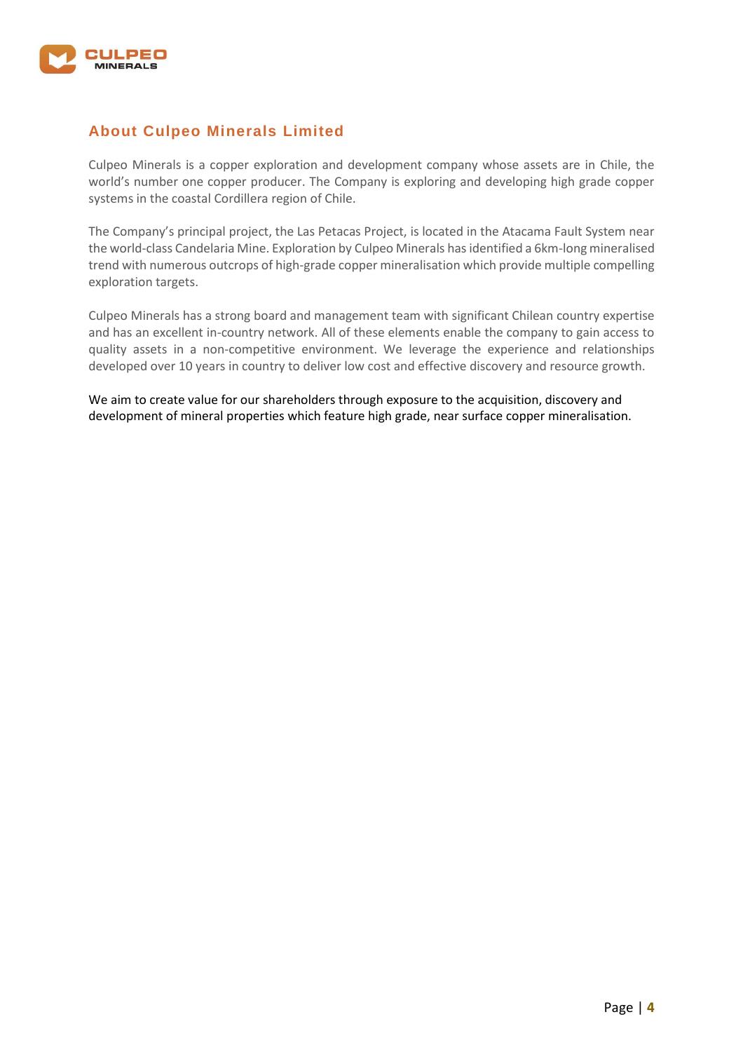## About Culpeo Minerals Limited

Culpeo Minerals is a copper exploration and development company whose assets are in Chile, the world's number one copper producer. The Company is exploring and developing high grade copper systems in the coastal Cordillera region of Chile.

The Company's principal project, the Las Petacas Project, is located in the Atacama Fault System near the world-class Candelaria Mine. Exploration by Culpeo Minerals has identified a 6km-long mineralised trend with numerous outcrops of high-grade copper mineralisation which provide multiple compelling exploration targets.

Culpeo Minerals has a strong board and management team with significant Chilean country expertise and has an excellent in-country network. All of these elements enable the company to gain access to quality assets in a non-competitive environment. We leverage the experience and relationships developed over 10 years in country to deliver low cost and effective discovery and resource growth.

We aim to create value for our shareholders through exposure to the acquisition, discovery and development of mineral properties which feature high grade, near surface copper mineralisation.